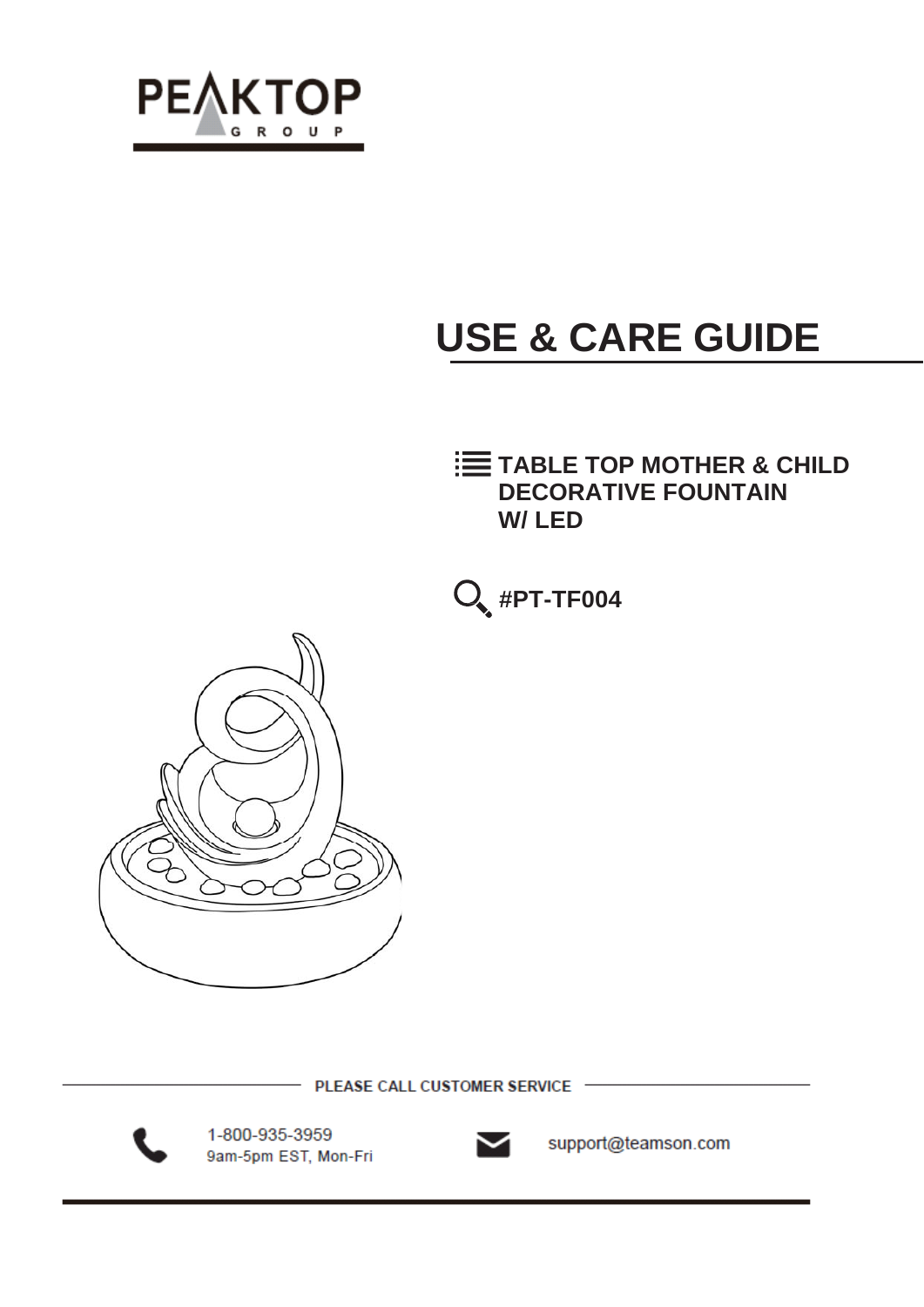PEAKTOP GROUP

# USE & CARE GUIDE

**TABLE TOP MOTHER & CHILD DECORATIVE FOUNTAIN W/ LED**

**#PT-TF004**

PLEASE CALL CUSTOMER SERVICE

1-800-935-3959
9am-5pm EST, Mon-Fri

support@teamson.com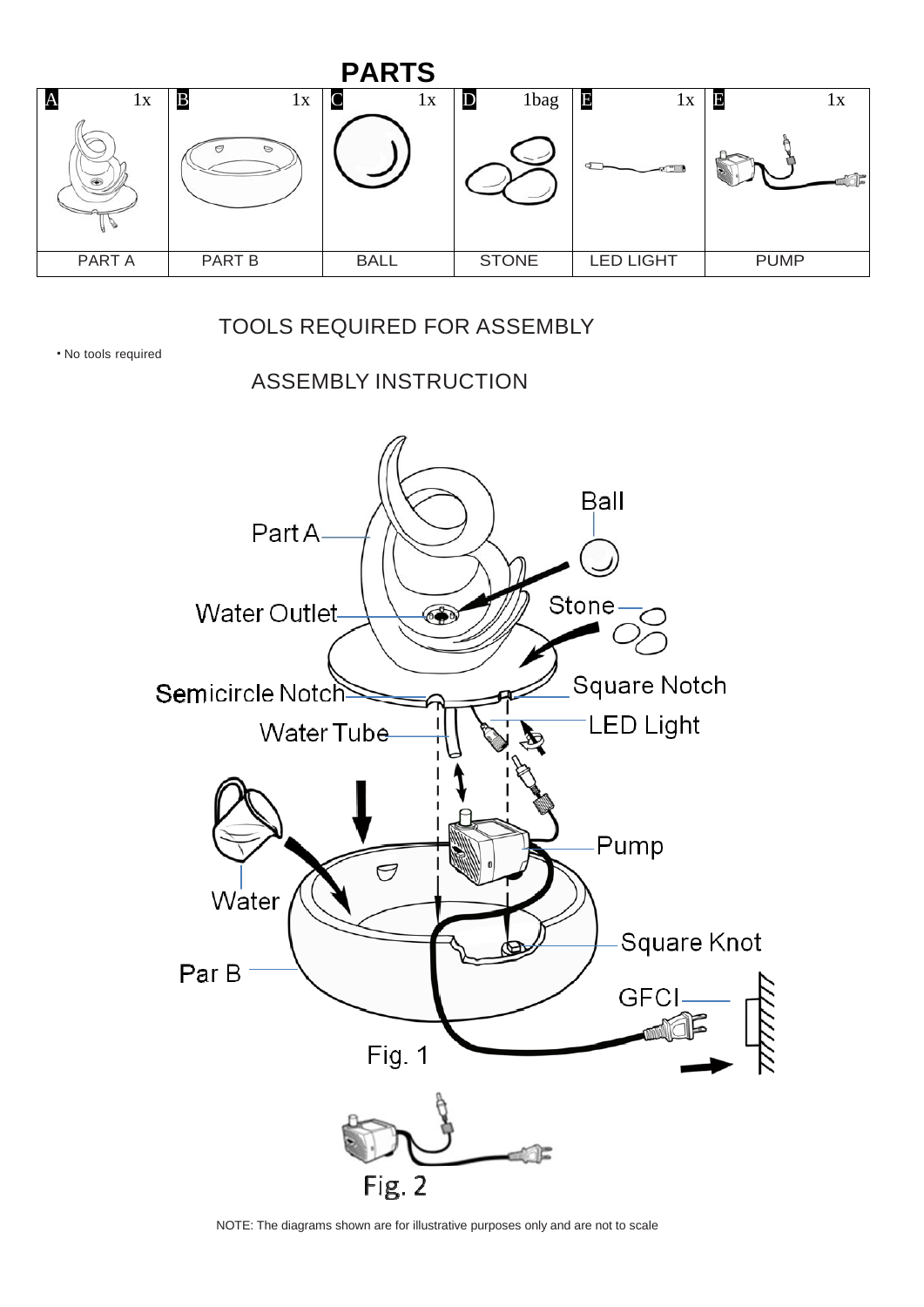# PARTS

| A 1x | B 1x | C 1x | D 1bag | E 1x | E 1x |
|---|---|---|---|---|---|
| PART A | PART B | BALL | STONE | LED LIGHT | PUMP |

## TOOLS REQUIRED FOR ASSEMBLY

- No tools required

## ASSEMBLY INSTRUCTION

Part A
Ball
Water Outlet
Stone
Semicircle Notch
Square Notch
Water Tube
LED Light
Pump
Water
Square Knot
Par B
GFCI

Fig. 1

Fig. 2

NOTE: The diagrams shown are for illustrative purposes only and are not to scale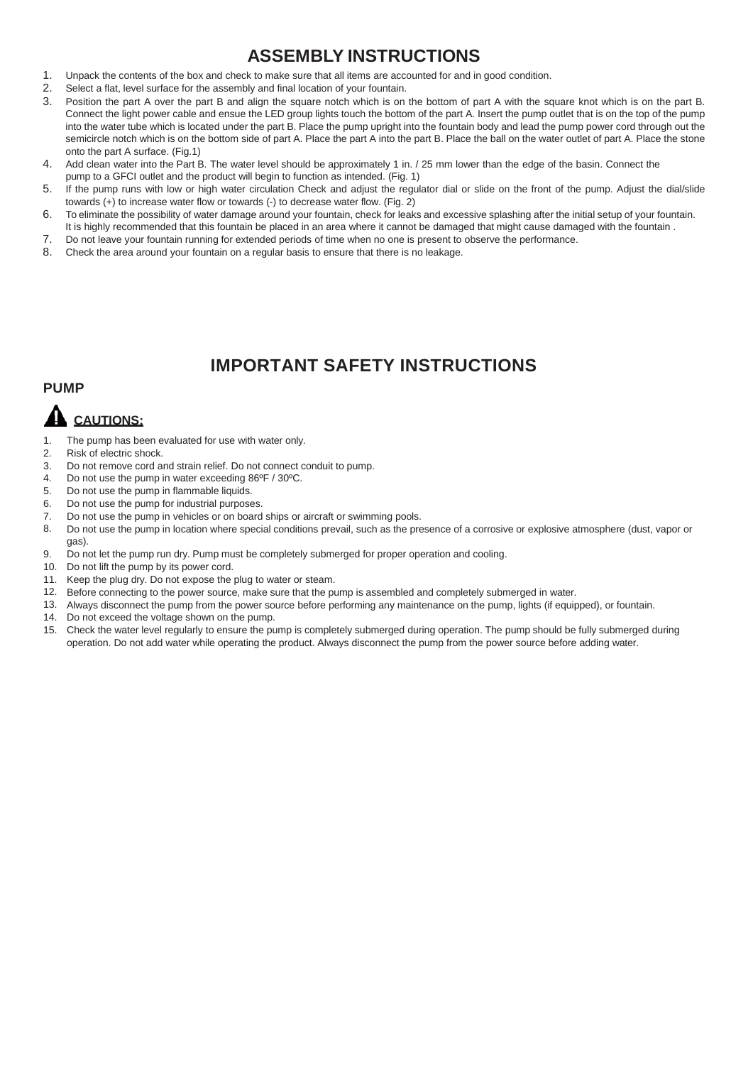# ASSEMBLY INSTRUCTIONS

1. Unpack the contents of the box and check to make sure that all items are accounted for and in good condition.
2. Select a flat, level surface for the assembly and final location of your fountain.
3. Position the part A over the part B and align the square notch which is on the bottom of part A with the square knot which is on the part B. Connect the light power cable and ensue the LED group lights touch the bottom of the part A. Insert the pump outlet that is on the top of the pump into the water tube which is located under the part B. Place the pump upright into the fountain body and lead the pump power cord through out the semicircle notch which is on the bottom side of part A. Place the part A into the part B. Place the ball on the water outlet of part A. Place the stone onto the part A surface. (Fig.1)
4. Add clean water into the Part B. The water level should be approximately 1 in. / 25 mm lower than the edge of the basin. Connect the pump to a GFCI outlet and the product will begin to function as intended. (Fig. 1)
5. If the pump runs with low or high water circulation Check and adjust the regulator dial or slide on the front of the pump. Adjust the dial/slide towards (+) to increase water flow or towards (-) to decrease water flow. (Fig. 2)
6. To eliminate the possibility of water damage around your fountain, check for leaks and excessive splashing after the initial setup of your fountain. It is highly recommended that this fountain be placed in an area where it cannot be damaged that might cause damaged with the fountain .
7. Do not leave your fountain running for extended periods of time when no one is present to observe the performance.
8. Check the area around your fountain on a regular basis to ensure that there is no leakage.

# IMPORTANT SAFETY INSTRUCTIONS

## PUMP

### CAUTIONS:

1. The pump has been evaluated for use with water only.
2. Risk of electric shock.
3. Do not remove cord and strain relief. Do not connect conduit to pump.
4. Do not use the pump in water exceeding 86ºF / 30ºC.
5. Do not use the pump in flammable liquids.
6. Do not use the pump for industrial purposes.
7. Do not use the pump in vehicles or on board ships or aircraft or swimming pools.
8. Do not use the pump in location where special conditions prevail, such as the presence of a corrosive or explosive atmosphere (dust, vapor or gas).
9. Do not let the pump run dry. Pump must be completely submerged for proper operation and cooling.
10. Do not lift the pump by its power cord.
11. Keep the plug dry. Do not expose the plug to water or steam.
12. Before connecting to the power source, make sure that the pump is assembled and completely submerged in water.
13. Always disconnect the pump from the power source before performing any maintenance on the pump, lights (if equipped), or fountain.
14. Do not exceed the voltage shown on the pump.
15. Check the water level regularly to ensure the pump is completely submerged during operation. The pump should be fully submerged during operation. Do not add water while operating the product. Always disconnect the pump from the power source before adding water.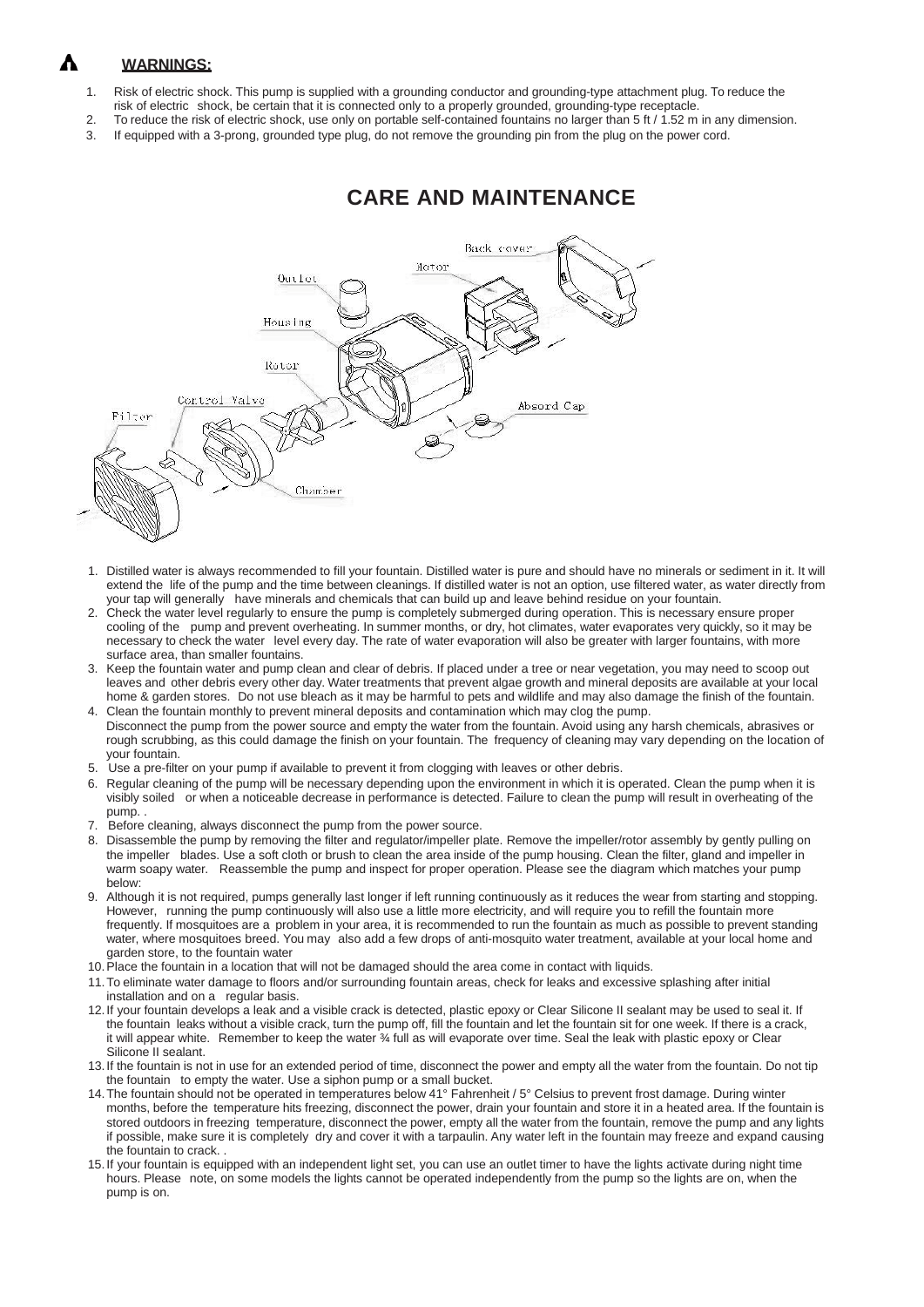## ⚠ WARNINGS:

1. Risk of electric shock. This pump is supplied with a grounding conductor and grounding-type attachment plug. To reduce the risk of electric shock, be certain that it is connected only to a properly grounded, grounding-type receptacle.
2. To reduce the risk of electric shock, use only on portable self-contained fountains no larger than 5 ft / 1.52 m in any dimension.
3. If equipped with a 3-prong, grounded type plug, do not remove the grounding pin from the plug on the power cord.

# CARE AND MAINTENANCE

Back cover, Motor, Outlet, Housing, Rotor, Control Valve, Filter, Absord Cap, Chamber

1. Distilled water is always recommended to fill your fountain. Distilled water is pure and should have no minerals or sediment in it. It will extend the life of the pump and the time between cleanings. If distilled water is not an option, use filtered water, as water directly from your tap will generally have minerals and chemicals that can build up and leave behind residue on your fountain.
2. Check the water level regularly to ensure the pump is completely submerged during operation. This is necessary ensure proper cooling of the pump and prevent overheating. In summer months, or dry, hot climates, water evaporates very quickly, so it may be necessary to check the water level every day. The rate of water evaporation will also be greater with larger fountains, with more surface area, than smaller fountains.
3. Keep the fountain water and pump clean and clear of debris. If placed under a tree or near vegetation, you may need to scoop out leaves and other debris every other day. Water treatments that prevent algae growth and mineral deposits are available at your local home & garden stores. Do not use bleach as it may be harmful to pets and wildlife and may also damage the finish of the fountain.
4. Clean the fountain monthly to prevent mineral deposits and contamination which may clog the pump.
   Disconnect the pump from the power source and empty the water from the fountain. Avoid using any harsh chemicals, abrasives or rough scrubbing, as this could damage the finish on your fountain. The frequency of cleaning may vary depending on the location of your fountain.
5. Use a pre-filter on your pump if available to prevent it from clogging with leaves or other debris.
6. Regular cleaning of the pump will be necessary depending upon the environment in which it is operated. Clean the pump when it is visibly soiled or when a noticeable decrease in performance is detected. Failure to clean the pump will result in overheating of the pump. .
7. Before cleaning, always disconnect the pump from the power source.
8. Disassemble the pump by removing the filter and regulator/impeller plate. Remove the impeller/rotor assembly by gently pulling on the impeller blades. Use a soft cloth or brush to clean the area inside of the pump housing. Clean the filter, gland and impeller in warm soapy water. Reassemble the pump and inspect for proper operation. Please see the diagram which matches your pump below:
9. Although it is not required, pumps generally last longer if left running continuously as it reduces the wear from starting and stopping. However, running the pump continuously will also use a little more electricity, and will require you to refill the fountain more frequently. If mosquitoes are a problem in your area, it is recommended to run the fountain as much as possible to prevent standing water, where mosquitoes breed. You may also add a few drops of anti-mosquito water treatment, available at your local home and garden store, to the fountain water
10. Place the fountain in a location that will not be damaged should the area come in contact with liquids.
11. To eliminate water damage to floors and/or surrounding fountain areas, check for leaks and excessive splashing after initial installation and on a regular basis.
12. If your fountain develops a leak and a visible crack is detected, plastic epoxy or Clear Silicone II sealant may be used to seal it. If the fountain leaks without a visible crack, turn the pump off, fill the fountain and let the fountain sit for one week. If there is a crack, it will appear white. Remember to keep the water ¾ full as will evaporate over time. Seal the leak with plastic epoxy or Clear Silicone II sealant.
13. If the fountain is not in use for an extended period of time, disconnect the power and empty all the water from the fountain. Do not tip the fountain to empty the water. Use a siphon pump or a small bucket.
14. The fountain should not be operated in temperatures below 41° Fahrenheit / 5° Celsius to prevent frost damage. During winter months, before the temperature hits freezing, disconnect the power, drain your fountain and store it in a heated area. If the fountain is stored outdoors in freezing temperature, disconnect the power, empty all the water from the fountain, remove the pump and any lights if possible, make sure it is completely dry and cover it with a tarpaulin. Any water left in the fountain may freeze and expand causing the fountain to crack. .
15. If your fountain is equipped with an independent light set, you can use an outlet timer to have the lights activate during night time hours. Please note, on some models the lights cannot be operated independently from the pump so the lights are on, when the pump is on.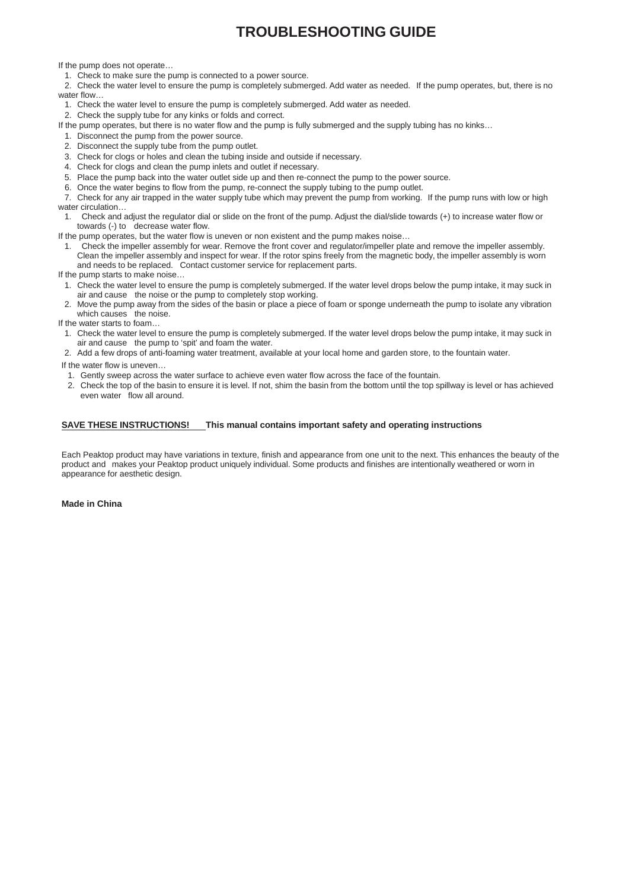# TROUBLESHOOTING GUIDE

If the pump does not operate…

1. Check to make sure the pump is connected to a power source.
2. Check the water level to ensure the pump is completely submerged. Add water as needed.

If the pump operates, but, there is no water flow…

1. Check the water level to ensure the pump is completely submerged. Add water as needed.
2. Check the supply tube for any kinks or folds and correct.

If the pump operates, but there is no water flow and the pump is fully submerged and the supply tubing has no kinks…

1. Disconnect the pump from the power source.
2. Disconnect the supply tube from the pump outlet.
3. Check for clogs or holes and clean the tubing inside and outside if necessary.
4. Check for clogs and clean the pump inlets and outlet if necessary.
5. Place the pump back into the water outlet side up and then re-connect the pump to the power source.
6. Once the water begins to flow from the pump, re-connect the supply tubing to the pump outlet.
7. Check for any air trapped in the water supply tube which may prevent the pump from working.

If the pump runs with low or high water circulation…

1. Check and adjust the regulator dial or slide on the front of the pump. Adjust the dial/slide towards (+) to increase water flow or towards (-) to decrease water flow.

If the pump operates, but the water flow is uneven or non existent and the pump makes noise…

1. Check the impeller assembly for wear. Remove the front cover and regulator/impeller plate and remove the impeller assembly. Clean the impeller assembly and inspect for wear. If the rotor spins freely from the magnetic body, the impeller assembly is worn and needs to be replaced. Contact customer service for replacement parts.

If the pump starts to make noise…

1. Check the water level to ensure the pump is completely submerged. If the water level drops below the pump intake, it may suck in air and cause the noise or the pump to completely stop working.
2. Move the pump away from the sides of the basin or place a piece of foam or sponge underneath the pump to isolate any vibration which causes the noise.

If the water starts to foam…

1. Check the water level to ensure the pump is completely submerged. If the water level drops below the pump intake, it may suck in air and cause the pump to 'spit' and foam the water.
2. Add a few drops of anti-foaming water treatment, available at your local home and garden store, to the fountain water.

If the water flow is uneven…

1. Gently sweep across the water surface to achieve even water flow across the face of the fountain.
2. Check the top of the basin to ensure it is level. If not, shim the basin from the bottom until the top spillway is level or has achieved even water flow all around.

**SAVE THESE INSTRUCTIONS!** **This manual contains important safety and operating instructions**

Each Peaktop product may have variations in texture, finish and appearance from one unit to the next. This enhances the beauty of the product and makes your Peaktop product uniquely individual. Some products and finishes are intentionally weathered or worn in appearance for aesthetic design.

**Made in China**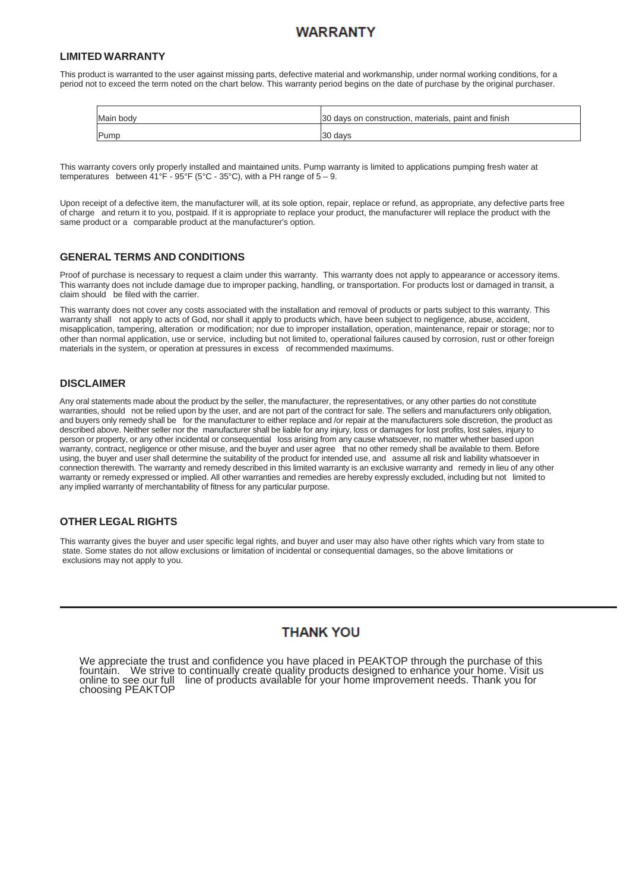# WARRANTY

## LIMITED WARRANTY

This product is warranted to the user against missing parts, defective material and workmanship, under normal working conditions, for a period not to exceed the term noted on the chart below. This warranty period begins on the date of purchase by the original purchaser.

| | |
|---|---|
| Main body | 30 days on construction, materials, paint and finish |
| Pump | 30 days |

This warranty covers only properly installed and maintained units. Pump warranty is limited to applications pumping fresh water at temperatures between 41°F - 95°F (5°C - 35°C), with a PH range of 5 – 9.

Upon receipt of a defective item, the manufacturer will, at its sole option, repair, replace or refund, as appropriate, any defective parts free of charge and return it to you, postpaid. If it is appropriate to replace your product, the manufacturer will replace the product with the same product or a comparable product at the manufacturer's option.

## GENERAL TERMS AND CONDITIONS

Proof of purchase is necessary to request a claim under this warranty. This warranty does not apply to appearance or accessory items. This warranty does not include damage due to improper packing, handling, or transportation. For products lost or damaged in transit, a claim should be filed with the carrier.

This warranty does not cover any costs associated with the installation and removal of products or parts subject to this warranty. This warranty shall not apply to acts of God, nor shall it apply to products which, have been subject to negligence, abuse, accident, misapplication, tampering, alteration or modification; nor due to improper installation, operation, maintenance, repair or storage; nor to other than normal application, use or service, including but not limited to, operational failures caused by corrosion, rust or other foreign materials in the system, or operation at pressures in excess of recommended maximums.

## DISCLAIMER

Any oral statements made about the product by the seller, the manufacturer, the representatives, or any other parties do not constitute warranties, should not be relied upon by the user, and are not part of the contract for sale. The sellers and manufacturers only obligation, and buyers only remedy shall be for the manufacturer to either replace and /or repair at the manufacturers sole discretion, the product as described above. Neither seller nor the manufacturer shall be liable for any injury, loss or damages for lost profits, lost sales, injury to person or property, or any other incidental or consequential loss arising from any cause whatsoever, no matter whether based upon warranty, contract, negligence or other misuse, and the buyer and user agree that no other remedy shall be available to them. Before using, the buyer and user shall determine the suitability of the product for intended use, and assume all risk and liability whatsoever in connection therewith. The warranty and remedy described in this limited warranty is an exclusive warranty and remedy in lieu of any other warranty or remedy expressed or implied. All other warranties and remedies are hereby expressly excluded, including but not limited to any implied warranty of merchantability of fitness for any particular purpose.

## OTHER LEGAL RIGHTS

This warranty gives the buyer and user specific legal rights, and buyer and user may also have other rights which vary from state to state. Some states do not allow exclusions or limitation of incidental or consequential damages, so the above limitations or exclusions may not apply to you.

---

# THANK YOU

We appreciate the trust and confidence you have placed in PEAKTOP through the purchase of this fountain. We strive to continually create quality products designed to enhance your home. Visit us online to see our full line of products available for your home improvement needs. Thank you for choosing PEAKTOP